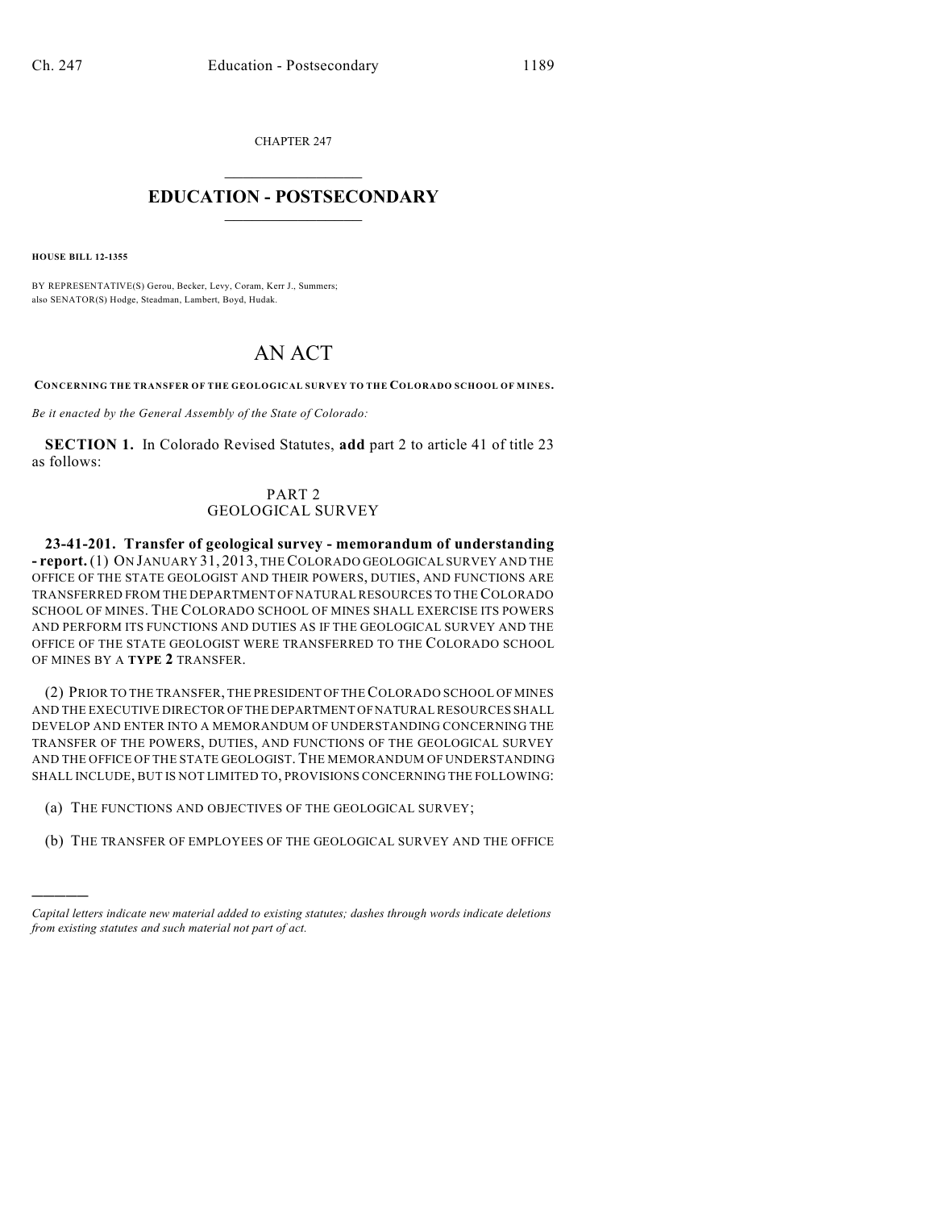CHAPTER 247

# EDUCATION - POSTSECONDARY

**HOUSE BILL 12-1355**

BY REPRESENTATIVE(S) Gerou, Becker, Levy, Coram, Kerr J., Summers;
also SENATOR(S) Hodge, Steadman, Lambert, Boyd, Hudak.

# AN ACT

**CONCERNING THE TRANSFER OF THE GEOLOGICAL SURVEY TO THE COLORADO SCHOOL OF MINES.**

*Be it enacted by the General Assembly of the State of Colorado:*

**SECTION 1.** In Colorado Revised Statutes, **add** part 2 to article 41 of title 23 as follows:

PART 2
GEOLOGICAL SURVEY

**23-41-201. Transfer of geological survey - memorandum of understanding - report.** (1) ON JANUARY 31, 2013, THE COLORADO GEOLOGICAL SURVEY AND THE OFFICE OF THE STATE GEOLOGIST AND THEIR POWERS, DUTIES, AND FUNCTIONS ARE TRANSFERRED FROM THE DEPARTMENT OF NATURAL RESOURCES TO THE COLORADO SCHOOL OF MINES. THE COLORADO SCHOOL OF MINES SHALL EXERCISE ITS POWERS AND PERFORM ITS FUNCTIONS AND DUTIES AS IF THE GEOLOGICAL SURVEY AND THE OFFICE OF THE STATE GEOLOGIST WERE TRANSFERRED TO THE COLORADO SCHOOL OF MINES BY A **TYPE 2** TRANSFER.

(2) PRIOR TO THE TRANSFER, THE PRESIDENT OF THE COLORADO SCHOOL OF MINES AND THE EXECUTIVE DIRECTOR OF THE DEPARTMENT OF NATURAL RESOURCES SHALL DEVELOP AND ENTER INTO A MEMORANDUM OF UNDERSTANDING CONCERNING THE TRANSFER OF THE POWERS, DUTIES, AND FUNCTIONS OF THE GEOLOGICAL SURVEY AND THE OFFICE OF THE STATE GEOLOGIST. THE MEMORANDUM OF UNDERSTANDING SHALL INCLUDE, BUT IS NOT LIMITED TO, PROVISIONS CONCERNING THE FOLLOWING:

(a) THE FUNCTIONS AND OBJECTIVES OF THE GEOLOGICAL SURVEY;

(b) THE TRANSFER OF EMPLOYEES OF THE GEOLOGICAL SURVEY AND THE OFFICE

---

*Capital letters indicate new material added to existing statutes; dashes through words indicate deletions from existing statutes and such material not part of act.*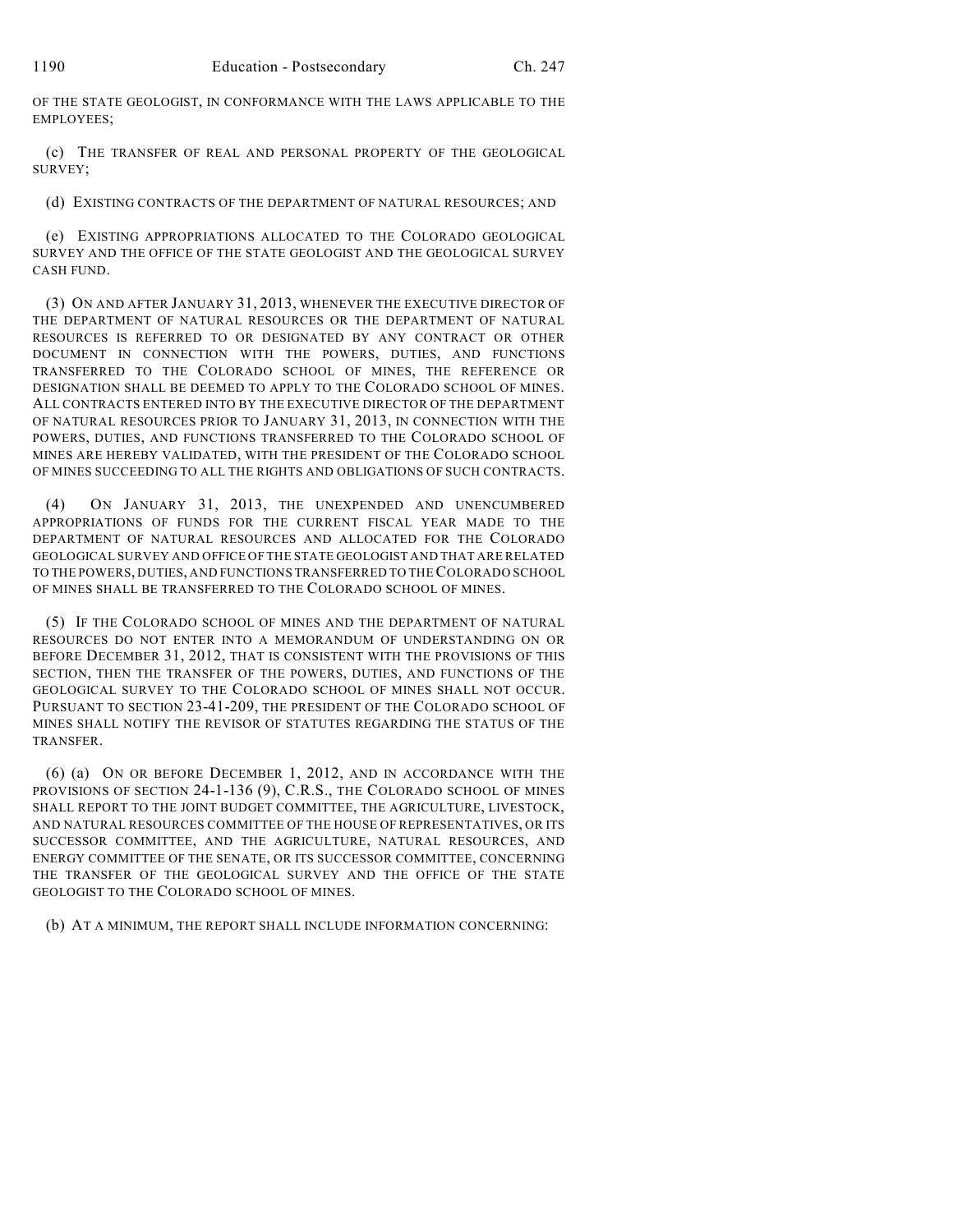OF THE STATE GEOLOGIST, IN CONFORMANCE WITH THE LAWS APPLICABLE TO THE EMPLOYEES;

(c) THE TRANSFER OF REAL AND PERSONAL PROPERTY OF THE GEOLOGICAL SURVEY;

(d) EXISTING CONTRACTS OF THE DEPARTMENT OF NATURAL RESOURCES; AND

(e) EXISTING APPROPRIATIONS ALLOCATED TO THE COLORADO GEOLOGICAL SURVEY AND THE OFFICE OF THE STATE GEOLOGIST AND THE GEOLOGICAL SURVEY CASH FUND.

(3) ON AND AFTER JANUARY 31, 2013, WHENEVER THE EXECUTIVE DIRECTOR OF THE DEPARTMENT OF NATURAL RESOURCES OR THE DEPARTMENT OF NATURAL RESOURCES IS REFERRED TO OR DESIGNATED BY ANY CONTRACT OR OTHER DOCUMENT IN CONNECTION WITH THE POWERS, DUTIES, AND FUNCTIONS TRANSFERRED TO THE COLORADO SCHOOL OF MINES, THE REFERENCE OR DESIGNATION SHALL BE DEEMED TO APPLY TO THE COLORADO SCHOOL OF MINES. ALL CONTRACTS ENTERED INTO BY THE EXECUTIVE DIRECTOR OF THE DEPARTMENT OF NATURAL RESOURCES PRIOR TO JANUARY 31, 2013, IN CONNECTION WITH THE POWERS, DUTIES, AND FUNCTIONS TRANSFERRED TO THE COLORADO SCHOOL OF MINES ARE HEREBY VALIDATED, WITH THE PRESIDENT OF THE COLORADO SCHOOL OF MINES SUCCEEDING TO ALL THE RIGHTS AND OBLIGATIONS OF SUCH CONTRACTS.

(4) ON JANUARY 31, 2013, THE UNEXPENDED AND UNENCUMBERED APPROPRIATIONS OF FUNDS FOR THE CURRENT FISCAL YEAR MADE TO THE DEPARTMENT OF NATURAL RESOURCES AND ALLOCATED FOR THE COLORADO GEOLOGICAL SURVEY AND OFFICE OF THE STATE GEOLOGIST AND THAT ARE RELATED TO THE POWERS, DUTIES, AND FUNCTIONS TRANSFERRED TO THE COLORADO SCHOOL OF MINES SHALL BE TRANSFERRED TO THE COLORADO SCHOOL OF MINES.

(5) IF THE COLORADO SCHOOL OF MINES AND THE DEPARTMENT OF NATURAL RESOURCES DO NOT ENTER INTO A MEMORANDUM OF UNDERSTANDING ON OR BEFORE DECEMBER 31, 2012, THAT IS CONSISTENT WITH THE PROVISIONS OF THIS SECTION, THEN THE TRANSFER OF THE POWERS, DUTIES, AND FUNCTIONS OF THE GEOLOGICAL SURVEY TO THE COLORADO SCHOOL OF MINES SHALL NOT OCCUR. PURSUANT TO SECTION 23-41-209, THE PRESIDENT OF THE COLORADO SCHOOL OF MINES SHALL NOTIFY THE REVISOR OF STATUTES REGARDING THE STATUS OF THE TRANSFER.

(6) (a) ON OR BEFORE DECEMBER 1, 2012, AND IN ACCORDANCE WITH THE PROVISIONS OF SECTION 24-1-136 (9), C.R.S., THE COLORADO SCHOOL OF MINES SHALL REPORT TO THE JOINT BUDGET COMMITTEE, THE AGRICULTURE, LIVESTOCK, AND NATURAL RESOURCES COMMITTEE OF THE HOUSE OF REPRESENTATIVES, OR ITS SUCCESSOR COMMITTEE, AND THE AGRICULTURE, NATURAL RESOURCES, AND ENERGY COMMITTEE OF THE SENATE, OR ITS SUCCESSOR COMMITTEE, CONCERNING THE TRANSFER OF THE GEOLOGICAL SURVEY AND THE OFFICE OF THE STATE GEOLOGIST TO THE COLORADO SCHOOL OF MINES.

(b) AT A MINIMUM, THE REPORT SHALL INCLUDE INFORMATION CONCERNING: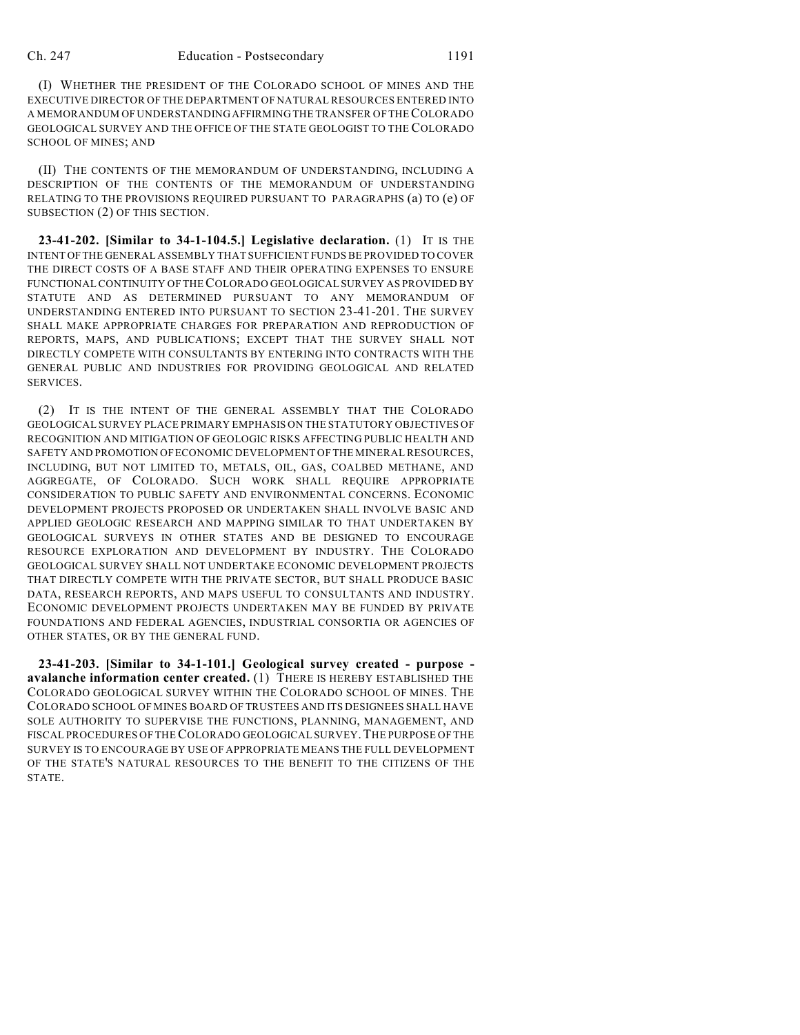(I) WHETHER THE PRESIDENT OF THE COLORADO SCHOOL OF MINES AND THE EXECUTIVE DIRECTOR OF THE DEPARTMENT OF NATURAL RESOURCES ENTERED INTO A MEMORANDUM OF UNDERSTANDING AFFIRMING THE TRANSFER OF THE COLORADO GEOLOGICAL SURVEY AND THE OFFICE OF THE STATE GEOLOGIST TO THE COLORADO SCHOOL OF MINES; AND

(II) THE CONTENTS OF THE MEMORANDUM OF UNDERSTANDING, INCLUDING A DESCRIPTION OF THE CONTENTS OF THE MEMORANDUM OF UNDERSTANDING RELATING TO THE PROVISIONS REQUIRED PURSUANT TO PARAGRAPHS (a) TO (e) OF SUBSECTION (2) OF THIS SECTION.

**23-41-202. [Similar to 34-1-104.5.] Legislative declaration.** (1) IT IS THE INTENT OF THE GENERAL ASSEMBLY THAT SUFFICIENT FUNDS BE PROVIDED TO COVER THE DIRECT COSTS OF A BASE STAFF AND THEIR OPERATING EXPENSES TO ENSURE FUNCTIONAL CONTINUITY OF THE COLORADO GEOLOGICAL SURVEY AS PROVIDED BY STATUTE AND AS DETERMINED PURSUANT TO ANY MEMORANDUM OF UNDERSTANDING ENTERED INTO PURSUANT TO SECTION 23-41-201. THE SURVEY SHALL MAKE APPROPRIATE CHARGES FOR PREPARATION AND REPRODUCTION OF REPORTS, MAPS, AND PUBLICATIONS; EXCEPT THAT THE SURVEY SHALL NOT DIRECTLY COMPETE WITH CONSULTANTS BY ENTERING INTO CONTRACTS WITH THE GENERAL PUBLIC AND INDUSTRIES FOR PROVIDING GEOLOGICAL AND RELATED SERVICES.

(2) IT IS THE INTENT OF THE GENERAL ASSEMBLY THAT THE COLORADO GEOLOGICAL SURVEY PLACE PRIMARY EMPHASIS ON THE STATUTORY OBJECTIVES OF RECOGNITION AND MITIGATION OF GEOLOGIC RISKS AFFECTING PUBLIC HEALTH AND SAFETY AND PROMOTION OF ECONOMIC DEVELOPMENT OF THE MINERAL RESOURCES, INCLUDING, BUT NOT LIMITED TO, METALS, OIL, GAS, COALBED METHANE, AND AGGREGATE, OF COLORADO. SUCH WORK SHALL REQUIRE APPROPRIATE CONSIDERATION TO PUBLIC SAFETY AND ENVIRONMENTAL CONCERNS. ECONOMIC DEVELOPMENT PROJECTS PROPOSED OR UNDERTAKEN SHALL INVOLVE BASIC AND APPLIED GEOLOGIC RESEARCH AND MAPPING SIMILAR TO THAT UNDERTAKEN BY GEOLOGICAL SURVEYS IN OTHER STATES AND BE DESIGNED TO ENCOURAGE RESOURCE EXPLORATION AND DEVELOPMENT BY INDUSTRY. THE COLORADO GEOLOGICAL SURVEY SHALL NOT UNDERTAKE ECONOMIC DEVELOPMENT PROJECTS THAT DIRECTLY COMPETE WITH THE PRIVATE SECTOR, BUT SHALL PRODUCE BASIC DATA, RESEARCH REPORTS, AND MAPS USEFUL TO CONSULTANTS AND INDUSTRY. ECONOMIC DEVELOPMENT PROJECTS UNDERTAKEN MAY BE FUNDED BY PRIVATE FOUNDATIONS AND FEDERAL AGENCIES, INDUSTRIAL CONSORTIA OR AGENCIES OF OTHER STATES, OR BY THE GENERAL FUND.

**23-41-203. [Similar to 34-1-101.] Geological survey created - purpose - avalanche information center created.** (1) THERE IS HEREBY ESTABLISHED THE COLORADO GEOLOGICAL SURVEY WITHIN THE COLORADO SCHOOL OF MINES. THE COLORADO SCHOOL OF MINES BOARD OF TRUSTEES AND ITS DESIGNEES SHALL HAVE SOLE AUTHORITY TO SUPERVISE THE FUNCTIONS, PLANNING, MANAGEMENT, AND FISCAL PROCEDURES OF THE COLORADO GEOLOGICAL SURVEY. THE PURPOSE OF THE SURVEY IS TO ENCOURAGE BY USE OF APPROPRIATE MEANS THE FULL DEVELOPMENT OF THE STATE'S NATURAL RESOURCES TO THE BENEFIT TO THE CITIZENS OF THE STATE.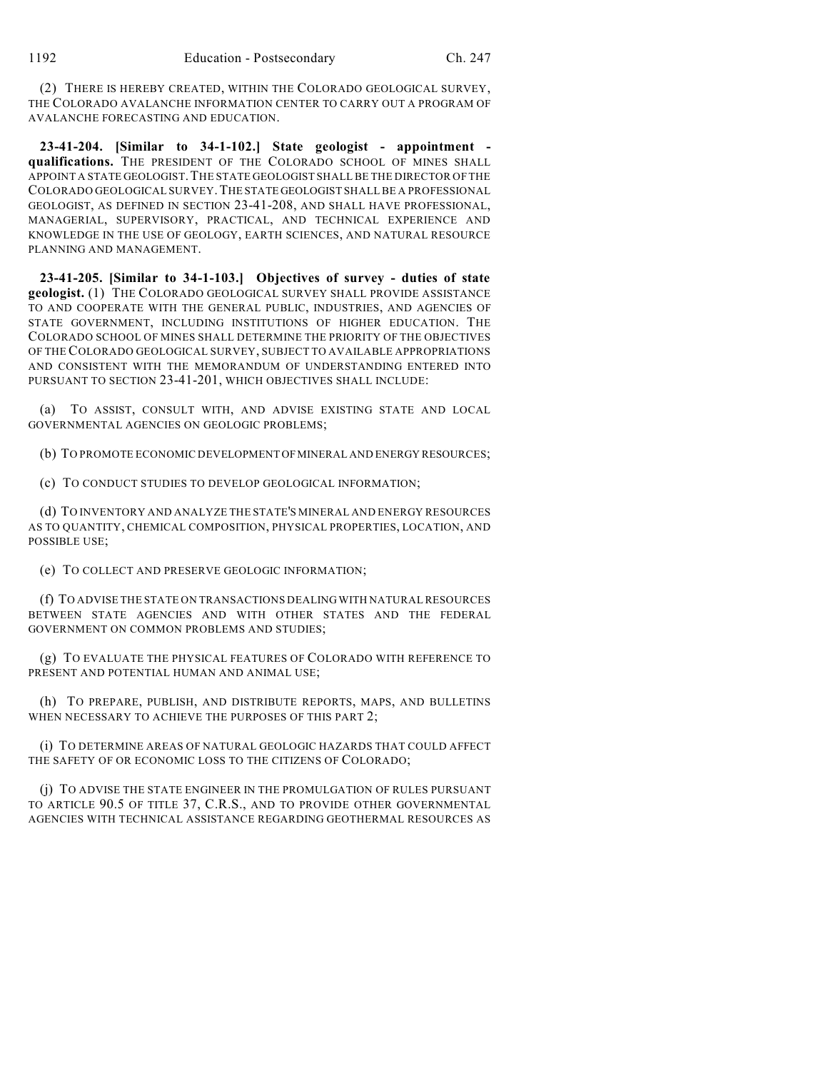(2) THERE IS HEREBY CREATED, WITHIN THE COLORADO GEOLOGICAL SURVEY, THE COLORADO AVALANCHE INFORMATION CENTER TO CARRY OUT A PROGRAM OF AVALANCHE FORECASTING AND EDUCATION.

**23-41-204. [Similar to 34-1-102.] State geologist - appointment - qualifications.** THE PRESIDENT OF THE COLORADO SCHOOL OF MINES SHALL APPOINT A STATE GEOLOGIST. THE STATE GEOLOGIST SHALL BE THE DIRECTOR OF THE COLORADO GEOLOGICAL SURVEY. THE STATE GEOLOGIST SHALL BE A PROFESSIONAL GEOLOGIST, AS DEFINED IN SECTION 23-41-208, AND SHALL HAVE PROFESSIONAL, MANAGERIAL, SUPERVISORY, PRACTICAL, AND TECHNICAL EXPERIENCE AND KNOWLEDGE IN THE USE OF GEOLOGY, EARTH SCIENCES, AND NATURAL RESOURCE PLANNING AND MANAGEMENT.

**23-41-205. [Similar to 34-1-103.] Objectives of survey - duties of state geologist.** (1) THE COLORADO GEOLOGICAL SURVEY SHALL PROVIDE ASSISTANCE TO AND COOPERATE WITH THE GENERAL PUBLIC, INDUSTRIES, AND AGENCIES OF STATE GOVERNMENT, INCLUDING INSTITUTIONS OF HIGHER EDUCATION. THE COLORADO SCHOOL OF MINES SHALL DETERMINE THE PRIORITY OF THE OBJECTIVES OF THE COLORADO GEOLOGICAL SURVEY, SUBJECT TO AVAILABLE APPROPRIATIONS AND CONSISTENT WITH THE MEMORANDUM OF UNDERSTANDING ENTERED INTO PURSUANT TO SECTION 23-41-201, WHICH OBJECTIVES SHALL INCLUDE:

(a) TO ASSIST, CONSULT WITH, AND ADVISE EXISTING STATE AND LOCAL GOVERNMENTAL AGENCIES ON GEOLOGIC PROBLEMS;

(b) TO PROMOTE ECONOMIC DEVELOPMENT OF MINERAL AND ENERGY RESOURCES;

(c) TO CONDUCT STUDIES TO DEVELOP GEOLOGICAL INFORMATION;

(d) TO INVENTORY AND ANALYZE THE STATE'S MINERAL AND ENERGY RESOURCES AS TO QUANTITY, CHEMICAL COMPOSITION, PHYSICAL PROPERTIES, LOCATION, AND POSSIBLE USE;

(e) TO COLLECT AND PRESERVE GEOLOGIC INFORMATION;

(f) TO ADVISE THE STATE ON TRANSACTIONS DEALING WITH NATURAL RESOURCES BETWEEN STATE AGENCIES AND WITH OTHER STATES AND THE FEDERAL GOVERNMENT ON COMMON PROBLEMS AND STUDIES;

(g) TO EVALUATE THE PHYSICAL FEATURES OF COLORADO WITH REFERENCE TO PRESENT AND POTENTIAL HUMAN AND ANIMAL USE;

(h) TO PREPARE, PUBLISH, AND DISTRIBUTE REPORTS, MAPS, AND BULLETINS WHEN NECESSARY TO ACHIEVE THE PURPOSES OF THIS PART 2;

(i) TO DETERMINE AREAS OF NATURAL GEOLOGIC HAZARDS THAT COULD AFFECT THE SAFETY OF OR ECONOMIC LOSS TO THE CITIZENS OF COLORADO;

(j) TO ADVISE THE STATE ENGINEER IN THE PROMULGATION OF RULES PURSUANT TO ARTICLE 90.5 OF TITLE 37, C.R.S., AND TO PROVIDE OTHER GOVERNMENTAL AGENCIES WITH TECHNICAL ASSISTANCE REGARDING GEOTHERMAL RESOURCES AS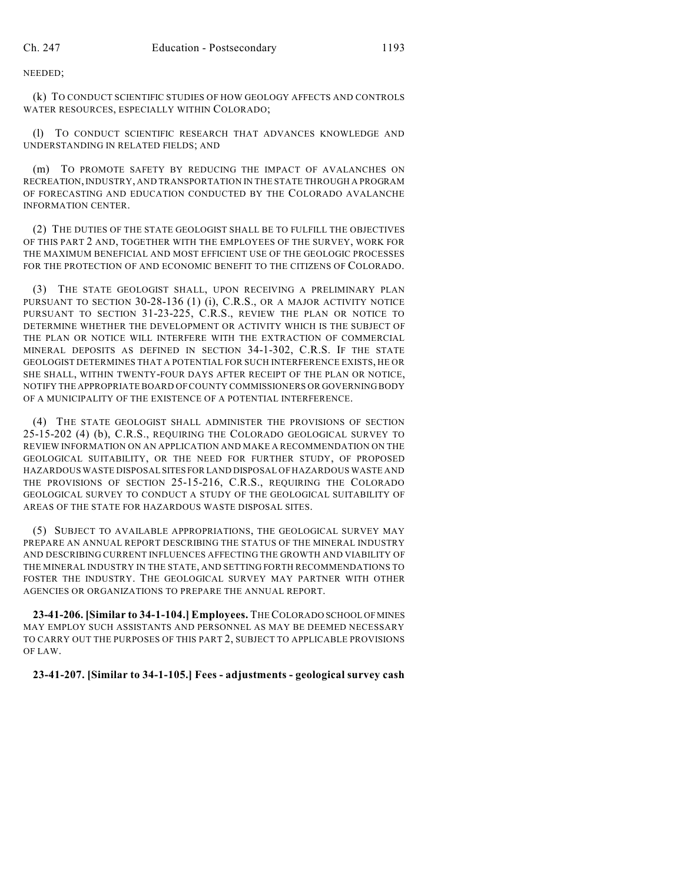NEEDED;

(k) TO CONDUCT SCIENTIFIC STUDIES OF HOW GEOLOGY AFFECTS AND CONTROLS WATER RESOURCES, ESPECIALLY WITHIN COLORADO;

(l) TO CONDUCT SCIENTIFIC RESEARCH THAT ADVANCES KNOWLEDGE AND UNDERSTANDING IN RELATED FIELDS; AND

(m) TO PROMOTE SAFETY BY REDUCING THE IMPACT OF AVALANCHES ON RECREATION, INDUSTRY, AND TRANSPORTATION IN THE STATE THROUGH A PROGRAM OF FORECASTING AND EDUCATION CONDUCTED BY THE COLORADO AVALANCHE INFORMATION CENTER.

(2) THE DUTIES OF THE STATE GEOLOGIST SHALL BE TO FULFILL THE OBJECTIVES OF THIS PART 2 AND, TOGETHER WITH THE EMPLOYEES OF THE SURVEY, WORK FOR THE MAXIMUM BENEFICIAL AND MOST EFFICIENT USE OF THE GEOLOGIC PROCESSES FOR THE PROTECTION OF AND ECONOMIC BENEFIT TO THE CITIZENS OF COLORADO.

(3) THE STATE GEOLOGIST SHALL, UPON RECEIVING A PRELIMINARY PLAN PURSUANT TO SECTION 30-28-136 (1) (i), C.R.S., OR A MAJOR ACTIVITY NOTICE PURSUANT TO SECTION 31-23-225, C.R.S., REVIEW THE PLAN OR NOTICE TO DETERMINE WHETHER THE DEVELOPMENT OR ACTIVITY WHICH IS THE SUBJECT OF THE PLAN OR NOTICE WILL INTERFERE WITH THE EXTRACTION OF COMMERCIAL MINERAL DEPOSITS AS DEFINED IN SECTION 34-1-302, C.R.S. IF THE STATE GEOLOGIST DETERMINES THAT A POTENTIAL FOR SUCH INTERFERENCE EXISTS, HE OR SHE SHALL, WITHIN TWENTY-FOUR DAYS AFTER RECEIPT OF THE PLAN OR NOTICE, NOTIFY THE APPROPRIATE BOARD OF COUNTY COMMISSIONERS OR GOVERNING BODY OF A MUNICIPALITY OF THE EXISTENCE OF A POTENTIAL INTERFERENCE.

(4) THE STATE GEOLOGIST SHALL ADMINISTER THE PROVISIONS OF SECTION 25-15-202 (4) (b), C.R.S., REQUIRING THE COLORADO GEOLOGICAL SURVEY TO REVIEW INFORMATION ON AN APPLICATION AND MAKE A RECOMMENDATION ON THE GEOLOGICAL SUITABILITY, OR THE NEED FOR FURTHER STUDY, OF PROPOSED HAZARDOUS WASTE DISPOSAL SITES FOR LAND DISPOSAL OF HAZARDOUS WASTE AND THE PROVISIONS OF SECTION 25-15-216, C.R.S., REQUIRING THE COLORADO GEOLOGICAL SURVEY TO CONDUCT A STUDY OF THE GEOLOGICAL SUITABILITY OF AREAS OF THE STATE FOR HAZARDOUS WASTE DISPOSAL SITES.

(5) SUBJECT TO AVAILABLE APPROPRIATIONS, THE GEOLOGICAL SURVEY MAY PREPARE AN ANNUAL REPORT DESCRIBING THE STATUS OF THE MINERAL INDUSTRY AND DESCRIBING CURRENT INFLUENCES AFFECTING THE GROWTH AND VIABILITY OF THE MINERAL INDUSTRY IN THE STATE, AND SETTING FORTH RECOMMENDATIONS TO FOSTER THE INDUSTRY. THE GEOLOGICAL SURVEY MAY PARTNER WITH OTHER AGENCIES OR ORGANIZATIONS TO PREPARE THE ANNUAL REPORT.

**23-41-206. [Similar to 34-1-104.] Employees.** THE COLORADO SCHOOL OF MINES MAY EMPLOY SUCH ASSISTANTS AND PERSONNEL AS MAY BE DEEMED NECESSARY TO CARRY OUT THE PURPOSES OF THIS PART 2, SUBJECT TO APPLICABLE PROVISIONS OF LAW.

**23-41-207. [Similar to 34-1-105.] Fees - adjustments - geological survey cash**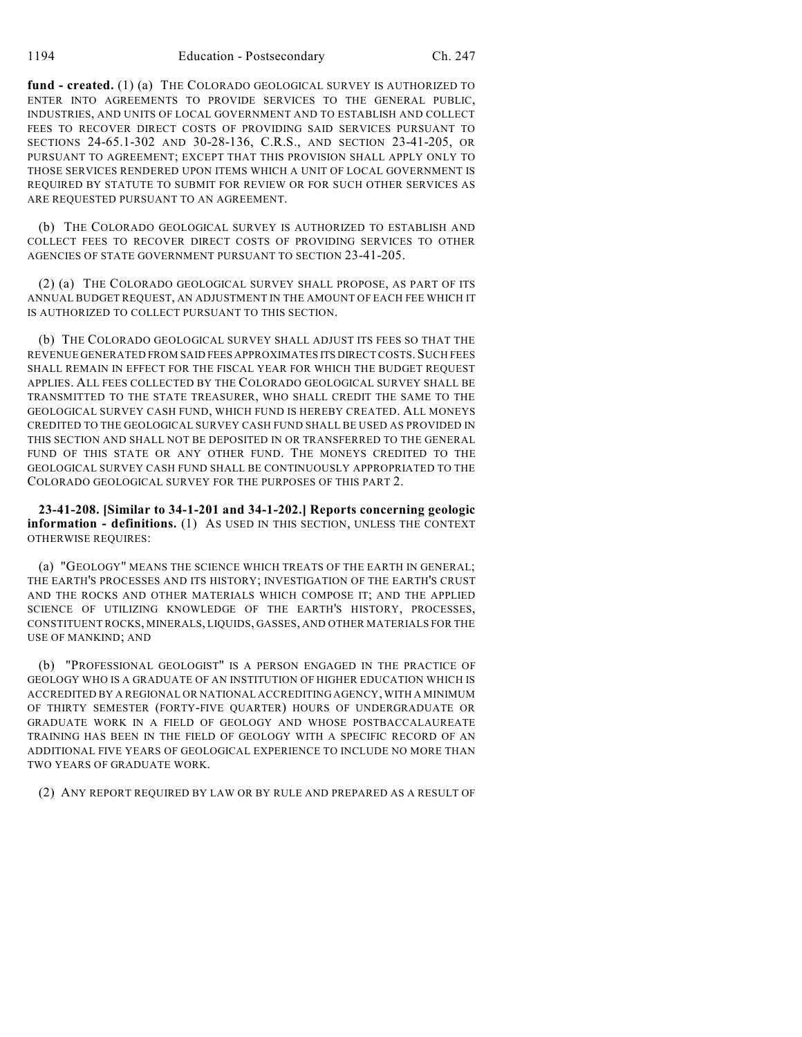**fund - created.** (1) (a) THE COLORADO GEOLOGICAL SURVEY IS AUTHORIZED TO ENTER INTO AGREEMENTS TO PROVIDE SERVICES TO THE GENERAL PUBLIC, INDUSTRIES, AND UNITS OF LOCAL GOVERNMENT AND TO ESTABLISH AND COLLECT FEES TO RECOVER DIRECT COSTS OF PROVIDING SAID SERVICES PURSUANT TO SECTIONS 24-65.1-302 AND 30-28-136, C.R.S., AND SECTION 23-41-205, OR PURSUANT TO AGREEMENT; EXCEPT THAT THIS PROVISION SHALL APPLY ONLY TO THOSE SERVICES RENDERED UPON ITEMS WHICH A UNIT OF LOCAL GOVERNMENT IS REQUIRED BY STATUTE TO SUBMIT FOR REVIEW OR FOR SUCH OTHER SERVICES AS ARE REQUESTED PURSUANT TO AN AGREEMENT.

(b) THE COLORADO GEOLOGICAL SURVEY IS AUTHORIZED TO ESTABLISH AND COLLECT FEES TO RECOVER DIRECT COSTS OF PROVIDING SERVICES TO OTHER AGENCIES OF STATE GOVERNMENT PURSUANT TO SECTION 23-41-205.

(2) (a) THE COLORADO GEOLOGICAL SURVEY SHALL PROPOSE, AS PART OF ITS ANNUAL BUDGET REQUEST, AN ADJUSTMENT IN THE AMOUNT OF EACH FEE WHICH IT IS AUTHORIZED TO COLLECT PURSUANT TO THIS SECTION.

(b) THE COLORADO GEOLOGICAL SURVEY SHALL ADJUST ITS FEES SO THAT THE REVENUE GENERATED FROM SAID FEES APPROXIMATES ITS DIRECT COSTS. SUCH FEES SHALL REMAIN IN EFFECT FOR THE FISCAL YEAR FOR WHICH THE BUDGET REQUEST APPLIES. ALL FEES COLLECTED BY THE COLORADO GEOLOGICAL SURVEY SHALL BE TRANSMITTED TO THE STATE TREASURER, WHO SHALL CREDIT THE SAME TO THE GEOLOGICAL SURVEY CASH FUND, WHICH FUND IS HEREBY CREATED. ALL MONEYS CREDITED TO THE GEOLOGICAL SURVEY CASH FUND SHALL BE USED AS PROVIDED IN THIS SECTION AND SHALL NOT BE DEPOSITED IN OR TRANSFERRED TO THE GENERAL FUND OF THIS STATE OR ANY OTHER FUND. THE MONEYS CREDITED TO THE GEOLOGICAL SURVEY CASH FUND SHALL BE CONTINUOUSLY APPROPRIATED TO THE COLORADO GEOLOGICAL SURVEY FOR THE PURPOSES OF THIS PART 2.

**23-41-208. [Similar to 34-1-201 and 34-1-202.] Reports concerning geologic information - definitions.** (1) AS USED IN THIS SECTION, UNLESS THE CONTEXT OTHERWISE REQUIRES:

(a) "GEOLOGY" MEANS THE SCIENCE WHICH TREATS OF THE EARTH IN GENERAL; THE EARTH'S PROCESSES AND ITS HISTORY; INVESTIGATION OF THE EARTH'S CRUST AND THE ROCKS AND OTHER MATERIALS WHICH COMPOSE IT; AND THE APPLIED SCIENCE OF UTILIZING KNOWLEDGE OF THE EARTH'S HISTORY, PROCESSES, CONSTITUENT ROCKS, MINERALS, LIQUIDS, GASSES, AND OTHER MATERIALS FOR THE USE OF MANKIND; AND

(b) "PROFESSIONAL GEOLOGIST" IS A PERSON ENGAGED IN THE PRACTICE OF GEOLOGY WHO IS A GRADUATE OF AN INSTITUTION OF HIGHER EDUCATION WHICH IS ACCREDITED BY A REGIONAL OR NATIONAL ACCREDITING AGENCY, WITH A MINIMUM OF THIRTY SEMESTER (FORTY-FIVE QUARTER) HOURS OF UNDERGRADUATE OR GRADUATE WORK IN A FIELD OF GEOLOGY AND WHOSE POSTBACCALAUREATE TRAINING HAS BEEN IN THE FIELD OF GEOLOGY WITH A SPECIFIC RECORD OF AN ADDITIONAL FIVE YEARS OF GEOLOGICAL EXPERIENCE TO INCLUDE NO MORE THAN TWO YEARS OF GRADUATE WORK.

(2) ANY REPORT REQUIRED BY LAW OR BY RULE AND PREPARED AS A RESULT OF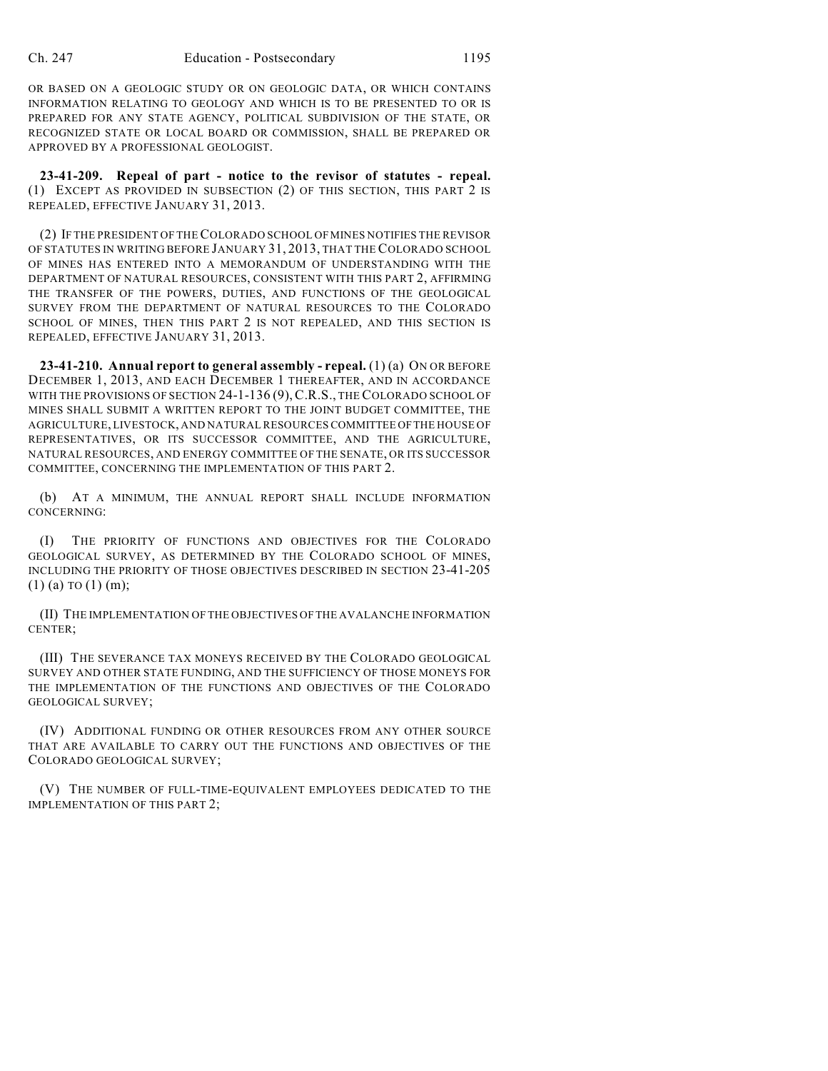OR BASED ON A GEOLOGIC STUDY OR ON GEOLOGIC DATA, OR WHICH CONTAINS INFORMATION RELATING TO GEOLOGY AND WHICH IS TO BE PRESENTED TO OR IS PREPARED FOR ANY STATE AGENCY, POLITICAL SUBDIVISION OF THE STATE, OR RECOGNIZED STATE OR LOCAL BOARD OR COMMISSION, SHALL BE PREPARED OR APPROVED BY A PROFESSIONAL GEOLOGIST.

**23-41-209. Repeal of part - notice to the revisor of statutes - repeal.** (1) EXCEPT AS PROVIDED IN SUBSECTION (2) OF THIS SECTION, THIS PART 2 IS REPEALED, EFFECTIVE JANUARY 31, 2013.

(2) IF THE PRESIDENT OF THE COLORADO SCHOOL OF MINES NOTIFIES THE REVISOR OF STATUTES IN WRITING BEFORE JANUARY 31, 2013, THAT THE COLORADO SCHOOL OF MINES HAS ENTERED INTO A MEMORANDUM OF UNDERSTANDING WITH THE DEPARTMENT OF NATURAL RESOURCES, CONSISTENT WITH THIS PART 2, AFFIRMING THE TRANSFER OF THE POWERS, DUTIES, AND FUNCTIONS OF THE GEOLOGICAL SURVEY FROM THE DEPARTMENT OF NATURAL RESOURCES TO THE COLORADO SCHOOL OF MINES, THEN THIS PART 2 IS NOT REPEALED, AND THIS SECTION IS REPEALED, EFFECTIVE JANUARY 31, 2013.

**23-41-210. Annual report to general assembly - repeal.** (1) (a) ON OR BEFORE DECEMBER 1, 2013, AND EACH DECEMBER 1 THEREAFTER, AND IN ACCORDANCE WITH THE PROVISIONS OF SECTION 24-1-136 (9), C.R.S., THE COLORADO SCHOOL OF MINES SHALL SUBMIT A WRITTEN REPORT TO THE JOINT BUDGET COMMITTEE, THE AGRICULTURE, LIVESTOCK, AND NATURAL RESOURCES COMMITTEE OF THE HOUSE OF REPRESENTATIVES, OR ITS SUCCESSOR COMMITTEE, AND THE AGRICULTURE, NATURAL RESOURCES, AND ENERGY COMMITTEE OF THE SENATE, OR ITS SUCCESSOR COMMITTEE, CONCERNING THE IMPLEMENTATION OF THIS PART 2.

(b) AT A MINIMUM, THE ANNUAL REPORT SHALL INCLUDE INFORMATION CONCERNING:

(I) THE PRIORITY OF FUNCTIONS AND OBJECTIVES FOR THE COLORADO GEOLOGICAL SURVEY, AS DETERMINED BY THE COLORADO SCHOOL OF MINES, INCLUDING THE PRIORITY OF THOSE OBJECTIVES DESCRIBED IN SECTION 23-41-205 (1) (a) TO (1) (m);

(II) THE IMPLEMENTATION OF THE OBJECTIVES OF THE AVALANCHE INFORMATION CENTER;

(III) THE SEVERANCE TAX MONEYS RECEIVED BY THE COLORADO GEOLOGICAL SURVEY AND OTHER STATE FUNDING, AND THE SUFFICIENCY OF THOSE MONEYS FOR THE IMPLEMENTATION OF THE FUNCTIONS AND OBJECTIVES OF THE COLORADO GEOLOGICAL SURVEY;

(IV) ADDITIONAL FUNDING OR OTHER RESOURCES FROM ANY OTHER SOURCE THAT ARE AVAILABLE TO CARRY OUT THE FUNCTIONS AND OBJECTIVES OF THE COLORADO GEOLOGICAL SURVEY;

(V) THE NUMBER OF FULL-TIME-EQUIVALENT EMPLOYEES DEDICATED TO THE IMPLEMENTATION OF THIS PART 2;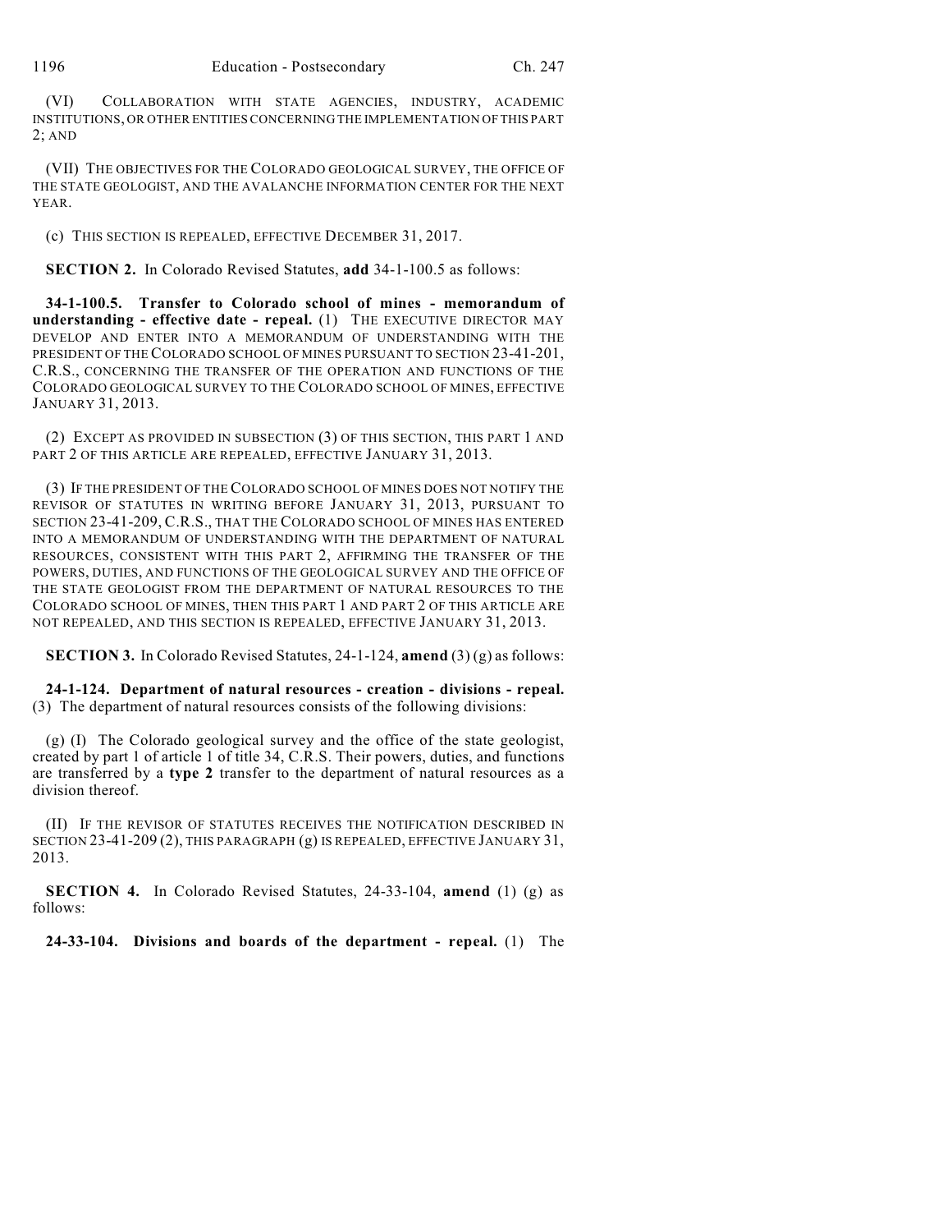(VI) COLLABORATION WITH STATE AGENCIES, INDUSTRY, ACADEMIC INSTITUTIONS, OR OTHER ENTITIES CONCERNING THE IMPLEMENTATION OF THIS PART 2; AND

(VII) THE OBJECTIVES FOR THE COLORADO GEOLOGICAL SURVEY, THE OFFICE OF THE STATE GEOLOGIST, AND THE AVALANCHE INFORMATION CENTER FOR THE NEXT YEAR.

(c) THIS SECTION IS REPEALED, EFFECTIVE DECEMBER 31, 2017.

**SECTION 2.** In Colorado Revised Statutes, **add** 34-1-100.5 as follows:

**34-1-100.5. Transfer to Colorado school of mines - memorandum of understanding - effective date - repeal.** (1) THE EXECUTIVE DIRECTOR MAY DEVELOP AND ENTER INTO A MEMORANDUM OF UNDERSTANDING WITH THE PRESIDENT OF THE COLORADO SCHOOL OF MINES PURSUANT TO SECTION 23-41-201, C.R.S., CONCERNING THE TRANSFER OF THE OPERATION AND FUNCTIONS OF THE COLORADO GEOLOGICAL SURVEY TO THE COLORADO SCHOOL OF MINES, EFFECTIVE JANUARY 31, 2013.

(2) EXCEPT AS PROVIDED IN SUBSECTION (3) OF THIS SECTION, THIS PART 1 AND PART 2 OF THIS ARTICLE ARE REPEALED, EFFECTIVE JANUARY 31, 2013.

(3) IF THE PRESIDENT OF THE COLORADO SCHOOL OF MINES DOES NOT NOTIFY THE REVISOR OF STATUTES IN WRITING BEFORE JANUARY 31, 2013, PURSUANT TO SECTION 23-41-209, C.R.S., THAT THE COLORADO SCHOOL OF MINES HAS ENTERED INTO A MEMORANDUM OF UNDERSTANDING WITH THE DEPARTMENT OF NATURAL RESOURCES, CONSISTENT WITH THIS PART 2, AFFIRMING THE TRANSFER OF THE POWERS, DUTIES, AND FUNCTIONS OF THE GEOLOGICAL SURVEY AND THE OFFICE OF THE STATE GEOLOGIST FROM THE DEPARTMENT OF NATURAL RESOURCES TO THE COLORADO SCHOOL OF MINES, THEN THIS PART 1 AND PART 2 OF THIS ARTICLE ARE NOT REPEALED, AND THIS SECTION IS REPEALED, EFFECTIVE JANUARY 31, 2013.

**SECTION 3.** In Colorado Revised Statutes, 24-1-124, **amend** (3) (g) as follows:

**24-1-124. Department of natural resources - creation - divisions - repeal.** (3) The department of natural resources consists of the following divisions:

(g) (I) The Colorado geological survey and the office of the state geologist, created by part 1 of article 1 of title 34, C.R.S. Their powers, duties, and functions are transferred by a **type 2** transfer to the department of natural resources as a division thereof.

(II) IF THE REVISOR OF STATUTES RECEIVES THE NOTIFICATION DESCRIBED IN SECTION 23-41-209 (2), THIS PARAGRAPH (g) IS REPEALED, EFFECTIVE JANUARY 31, 2013.

**SECTION 4.** In Colorado Revised Statutes, 24-33-104, **amend** (1) (g) as follows:

**24-33-104. Divisions and boards of the department - repeal.** (1) The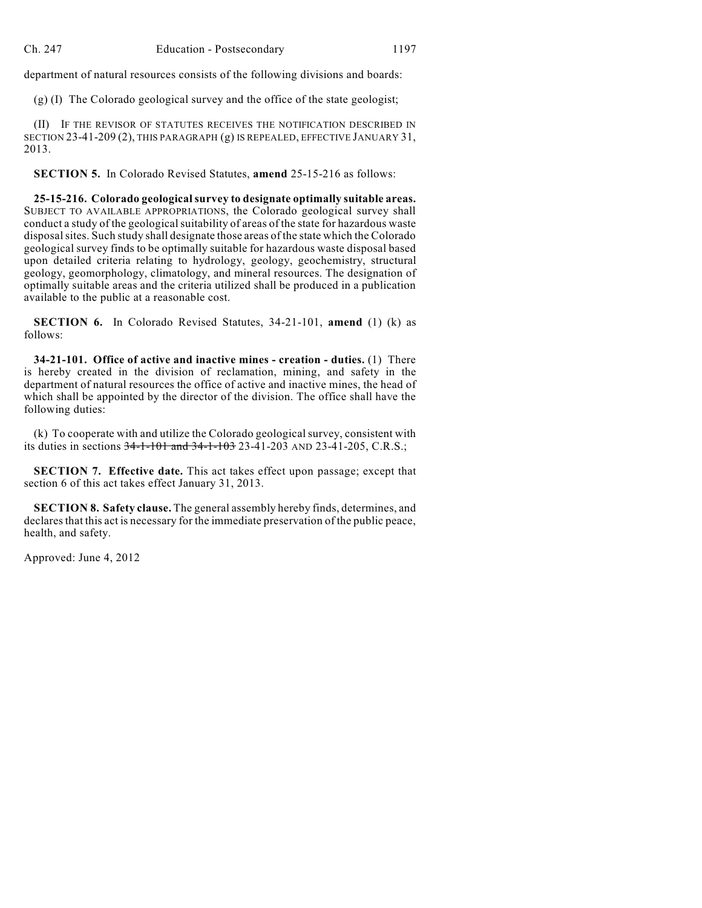department of natural resources consists of the following divisions and boards:

(g) (I) The Colorado geological survey and the office of the state geologist;

(II) IF THE REVISOR OF STATUTES RECEIVES THE NOTIFICATION DESCRIBED IN SECTION 23-41-209 (2), THIS PARAGRAPH (g) IS REPEALED, EFFECTIVE JANUARY 31, 2013.

**SECTION 5.** In Colorado Revised Statutes, **amend** 25-15-216 as follows:

**25-15-216. Colorado geological survey to designate optimally suitable areas.** SUBJECT TO AVAILABLE APPROPRIATIONS, the Colorado geological survey shall conduct a study of the geological suitability of areas of the state for hazardous waste disposal sites. Such study shall designate those areas of the state which the Colorado geological survey finds to be optimally suitable for hazardous waste disposal based upon detailed criteria relating to hydrology, geology, geochemistry, structural geology, geomorphology, climatology, and mineral resources. The designation of optimally suitable areas and the criteria utilized shall be produced in a publication available to the public at a reasonable cost.

**SECTION 6.** In Colorado Revised Statutes, 34-21-101, **amend** (1) (k) as follows:

**34-21-101. Office of active and inactive mines - creation - duties.** (1) There is hereby created in the division of reclamation, mining, and safety in the department of natural resources the office of active and inactive mines, the head of which shall be appointed by the director of the division. The office shall have the following duties:

(k) To cooperate with and utilize the Colorado geological survey, consistent with its duties in sections ~~34-1-101 and 34-1-103~~ 23-41-203 AND 23-41-205, C.R.S.;

**SECTION 7. Effective date.** This act takes effect upon passage; except that section 6 of this act takes effect January 31, 2013.

**SECTION 8. Safety clause.** The general assembly hereby finds, determines, and declares that this act is necessary for the immediate preservation of the public peace, health, and safety.

Approved: June 4, 2012